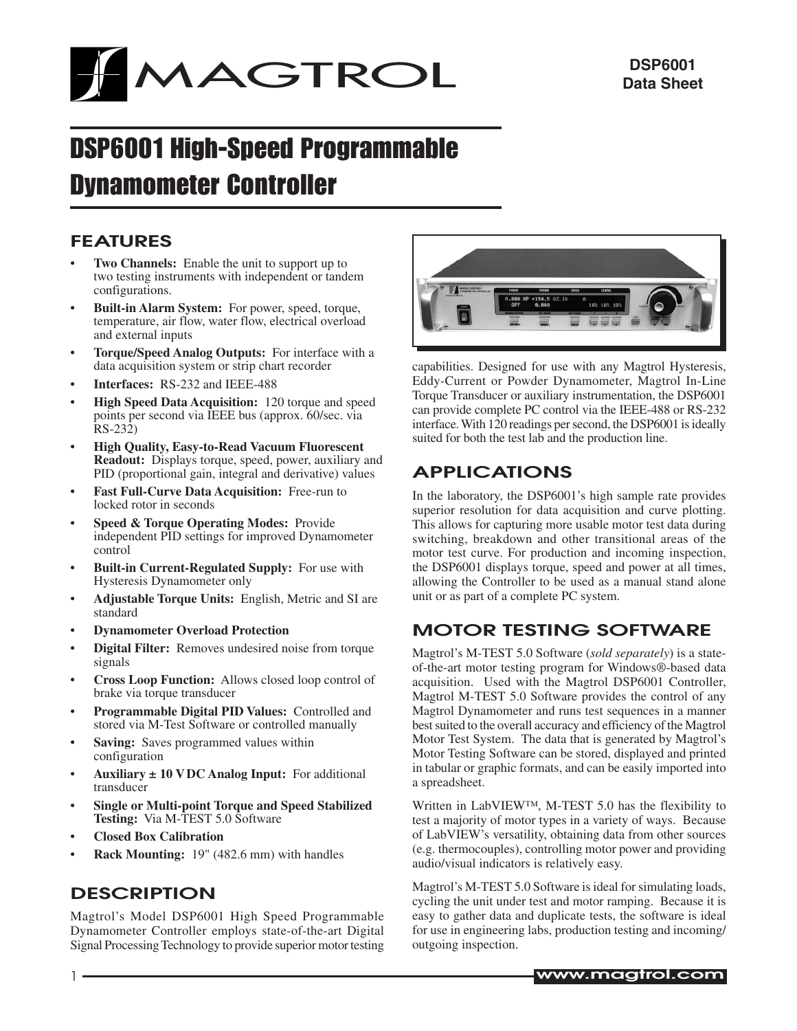# DSP6001 High-Speed Programmable Dynamometer Controller

## FEATURES

- **Two Channels:** Enable the unit to support up to two testing instruments with independent or tandem configurations.
- **Built-in Alarm System:** For power, speed, torque, temperature, air flow, water flow, electrical overload and external inputs
- **Torque/Speed Analog Outputs:** For interface with a data acquisition system or strip chart recorder
- **Interfaces:** RS-232 and IEEE-488
- **High Speed Data Acquisition:** 120 torque and speed points per second via IEEE bus (approx. 60/sec. via RS-232)
- **High Quality, Easy-to-Read Vacuum Fluorescent Readout:** Displays torque, speed, power, auxiliary and PID (proportional gain, integral and derivative) values
- **Fast Full-Curve Data Acquisition:** Free-run to locked rotor in seconds
- **Speed & Torque Operating Modes:** Provide independent PID settings for improved Dynamometer control
- **Built-in Current-Regulated Supply:** For use with Hysteresis Dynamometer only
- **Adjustable Torque Units:** English, Metric and SI are standard
- **Dynamometer Overload Protection**
- **Digital Filter:** Removes undesired noise from torque signals
- **Cross Loop Function:** Allows closed loop control of brake via torque transducer
- **Programmable Digital PID Values:** Controlled and stored via M-Test Software or controlled manually
- **Saving:** Saves programmed values within configuration
- **Auxiliary ± 10 VDC Analog Input:** For additional transducer
- **Single or Multi-point Torque and Speed Stabilized Testing:** Via M-TEST 5.0 Software
- **Closed Box Calibration**
- **Rack Mounting:** 19" (482.6 mm) with handles

## DESCRIPTION

Magtrol's Model DSP6001 High Speed Programmable Dynamometer Controller employs state-of-the-art Digital Signal Processing Technology to provide superior motor testing capabilities. Designed for use with any Magtrol Hysteresis, Eddy-Current or Powder Dynamometer, Magtrol In-Line Torque Transducer or auxiliary instrumentation, the DSP6001 can provide complete PC control via the IEEE-488 or RS-232 interface. With 120 readings per second, the DSP6001 is ideally suited for both the test lab and the production line.

## APPLICATIONS

In the laboratory, the DSP6001's high sample rate provides superior resolution for data acquisition and curve plotting. This allows for capturing more usable motor test data during switching, breakdown and other transitional areas of the motor test curve. For production and incoming inspection, the DSP6001 displays torque, speed and power at all times, allowing the Controller to be used as a manual stand alone unit or as part of a complete PC system.

## MOTOR TESTING SOFTWARE

Magtrol's M-TEST 5.0 Software (*sold separately*) is a state-of-the-art motor testing program for Windows®-based data acquisition. Used with the Magtrol DSP6001 Controller, Magtrol M-TEST 5.0 Software provides the control of any Magtrol Dynamometer and runs test sequences in a manner best suited to the overall accuracy and efficiency of the Magtrol Motor Test System. The data that is generated by Magtrol's Motor Testing Software can be stored, displayed and printed in tabular or graphic formats, and can be easily imported into a spreadsheet.

Written in LabVIEW™, M-TEST 5.0 has the flexibility to test a majority of motor types in a variety of ways. Because of LabVIEW's versatility, obtaining data from other sources (e.g. thermocouples), controlling motor power and providing audio/visual indicators is relatively easy.

Magtrol's M-TEST 5.0 Software is ideal for simulating loads, cycling the unit under test and motor ramping. Because it is easy to gather data and duplicate tests, the software is ideal for use in engineering labs, production testing and incoming/outgoing inspection.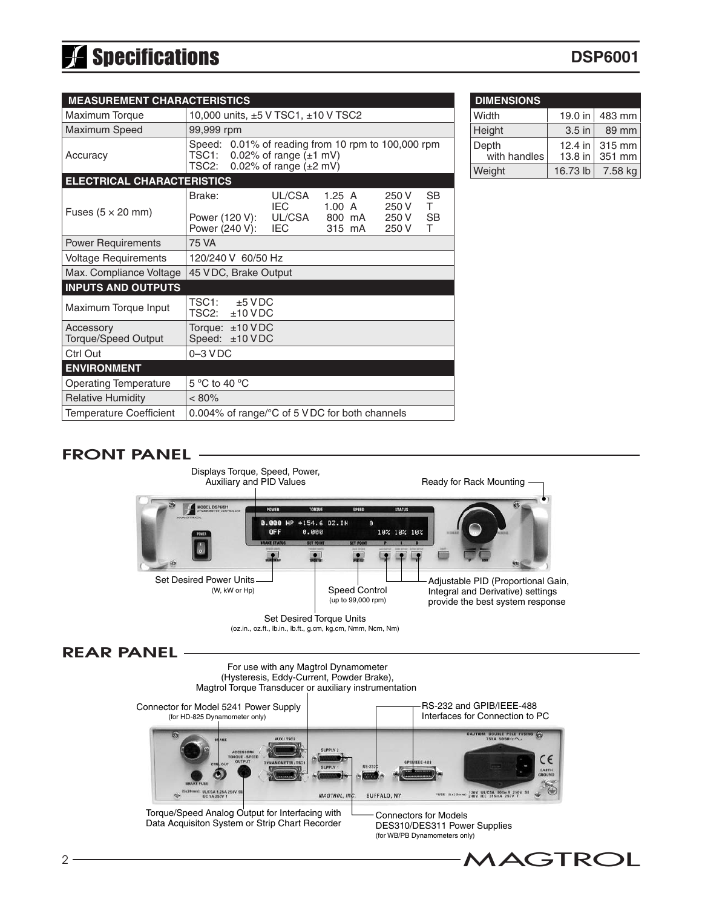# Specifications

**DSP6001**

| MEASUREMENT CHARACTERISTICS | |
|---|---|
| Maximum Torque | 10,000 units, ±5 V TSC1, ±10 V TSC2 |
| Maximum Speed | 99,999 rpm |
| Accuracy | Speed: 0.01% of reading from 10 rpm to 100,000 rpm<br>TSC1: 0.02% of range (±1 mV)<br>TSC2: 0.02% of range (±2 mV) |
| **ELECTRICAL CHARACTERISTICS** | |
| Fuses (5 × 20 mm) | Brake: UL/CSA 1.25 A 250 V SB<br>IEC 1.00 A 250 V T<br>Power (120 V): UL/CSA 800 mA 250 V SB<br>Power (240 V): IEC 315 mA 250 V T |
| Power Requirements | 75 VA |
| Voltage Requirements | 120/240 V 60/50 Hz |
| Max. Compliance Voltage | 45 VDC, Brake Output |
| **INPUTS AND OUTPUTS** | |
| Maximum Torque Input | TSC1: ±5 VDC<br>TSC2: ±10 VDC |
| Accessory Torque/Speed Output | Torque: ±10 VDC<br>Speed: ±10 VDC |
| Ctrl Out | 0–3 VDC |
| **ENVIRONMENT** | |
| Operating Temperature | 5 °C to 40 °C |
| Relative Humidity | < 80% |
| Temperature Coefficient | 0.004% of range/°C of 5 VDC for both channels |

| DIMENSIONS | | |
|---|---|---|
| Width | 19.0 in | 483 mm |
| Height | 3.5 in | 89 mm |
| Depth | 12.4 in | 315 mm |
| with handles | 13.8 in | 351 mm |
| Weight | 16.73 lb | 7.58 kg |

## FRONT PANEL

- Displays Torque, Speed, Power, Auxiliary and PID Values
- Ready for Rack Mounting
- Set Desired Power Units (W, kW or Hp)
- Speed Control (up to 99,000 rpm)
- Adjustable PID (Proportional Gain, Integral and Derivative) settings provide the best system response
- Set Desired Torque Units (oz.in., oz.ft., lb.in., lb.ft., g.cm, kg.cm, Nmm, Ncm, Nm)

## REAR PANEL

- For use with any Magtrol Dynamometer (Hysteresis, Eddy-Current, Powder Brake), Magtrol Torque Transducer or auxiliary instrumentation
- Connector for Model 5241 Power Supply (for HD-825 Dynamometer only)
- RS-232 and GPIB/IEEE-488 Interfaces for Connection to PC
- Torque/Speed Analog Output for Interfacing with Data Acquisiton System or Strip Chart Recorder
- Connectors for Models DES310/DES311 Power Supplies (for WB/PB Dynamometers only)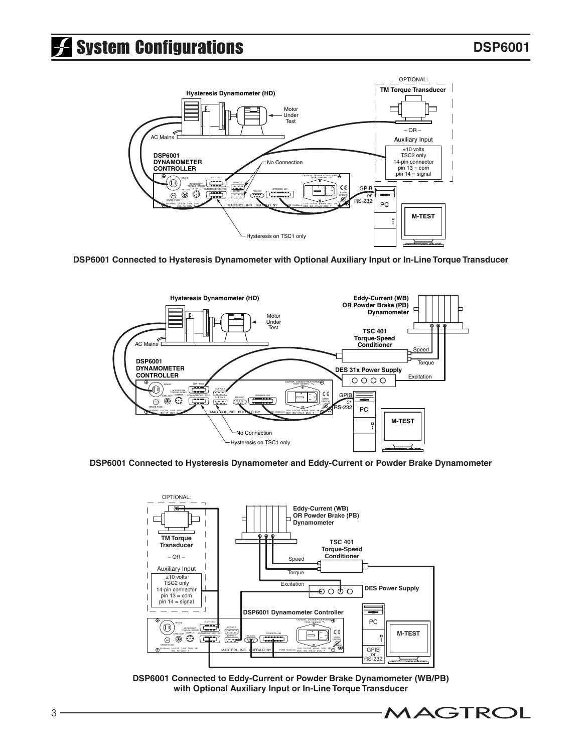# System Configurations

OPTIONAL:

TM Torque Transducer

– OR –

Auxiliary Input

±10 volts
TSC2 only
14-pin connector
pin 13 = com
pin 14 = signal

Hysteresis Dynamometer (HD)

Motor Under Test

AC Mains

DSP6001 DYNAMOMETER CONTROLLER

No Connection

GPIB or RS-232

PC

M-TEST

Hysteresis on TSC1 only

**DSP6001 Connected to Hysteresis Dynamometer with Optional Auxiliary Input or In-Line Torque Transducer**

Hysteresis Dynamometer (HD)

Motor Under Test

AC Mains

Eddy-Current (WB) OR Powder Brake (PB) Dynamometer

TSC 401 Torque-Speed Conditioner

Speed

Torque

DES 31x Power Supply

Excitation

DSP6001 DYNAMOMETER CONTROLLER

GPIB or RS-232

PC

M-TEST

No Connection

Hysteresis on TSC1 only

**DSP6001 Connected to Hysteresis Dynamometer and Eddy-Current or Powder Brake Dynamometer**

OPTIONAL:

TM Torque Transducer

– OR –

Auxiliary Input

±10 volts
TSC2 only
14-pin connector
pin 13 = com
pin 14 = signal

Eddy-Current (WB) OR Powder Brake (PB) Dynamometer

TSC 401 Torque-Speed Conditioner

Speed

Torque

Excitation

DES Power Supply

DSP6001 Dynamometer Controller

PC

M-TEST

GPIB or RS-232

**DSP6001 Connected to Eddy-Current or Powder Brake Dynamometer (WB/PB) with Optional Auxiliary Input or In-Line Torque Transducer**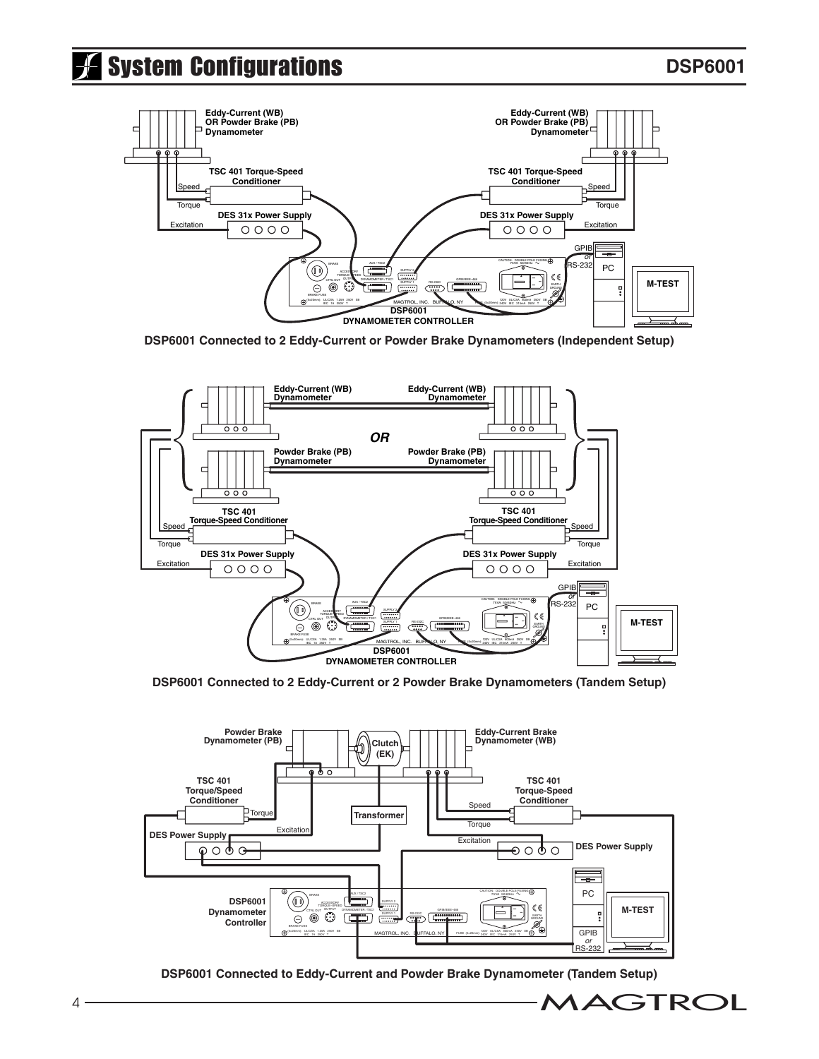# System Configurations

DSP6001

Eddy-Current (WB) OR Powder Brake (PB) Dynamometer

TSC 401 Torque-Speed Conditioner

DES 31x Power Supply

DSP6001 DYNAMOMETER CONTROLLER

GPIB or RS-232

PC

M-TEST

**DSP6001 Connected to 2 Eddy-Current or Powder Brake Dynamometers (Independent Setup)**

Eddy-Current (WB) Dynamometer

*OR*

Powder Brake (PB) Dynamometer

TSC 401 Torque-Speed Conditioner

DES 31x Power Supply

DSP6001 DYNAMOMETER CONTROLLER

GPIB or RS-232

PC

M-TEST

**DSP6001 Connected to 2 Eddy-Current or 2 Powder Brake Dynamometers (Tandem Setup)**

Powder Brake Dynamometer (PB)

Clutch (EK)

Eddy-Current Brake Dynamometer (WB)

TSC 401 Torque/Speed Conditioner

Transformer

DES Power Supply

DSP6001 Dynamometer Controller

PC

GPIB or RS-232

M-TEST

**DSP6001 Connected to Eddy-Current and Powder Brake Dynamometer (Tandem Setup)**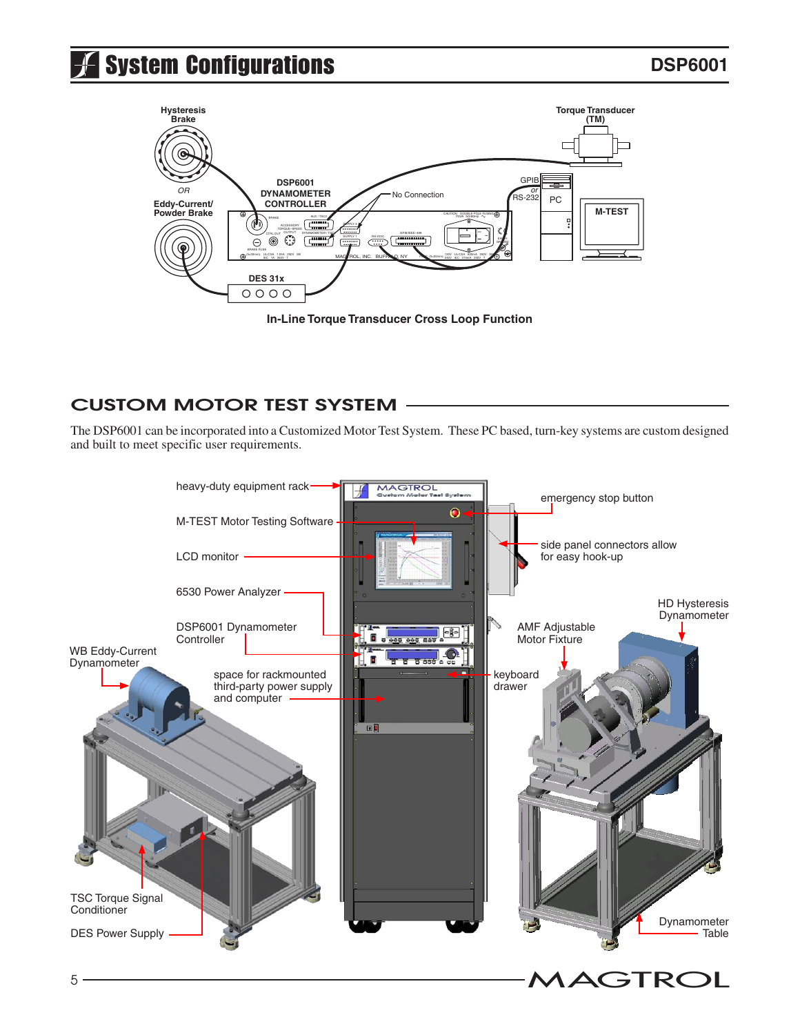# System Configurations

In-Line Torque Transducer Cross Loop Function

## CUSTOM MOTOR TEST SYSTEM

The DSP6001 can be incorporated into a Customized Motor Test System. These PC based, turn-key systems are custom designed and built to meet specific user requirements.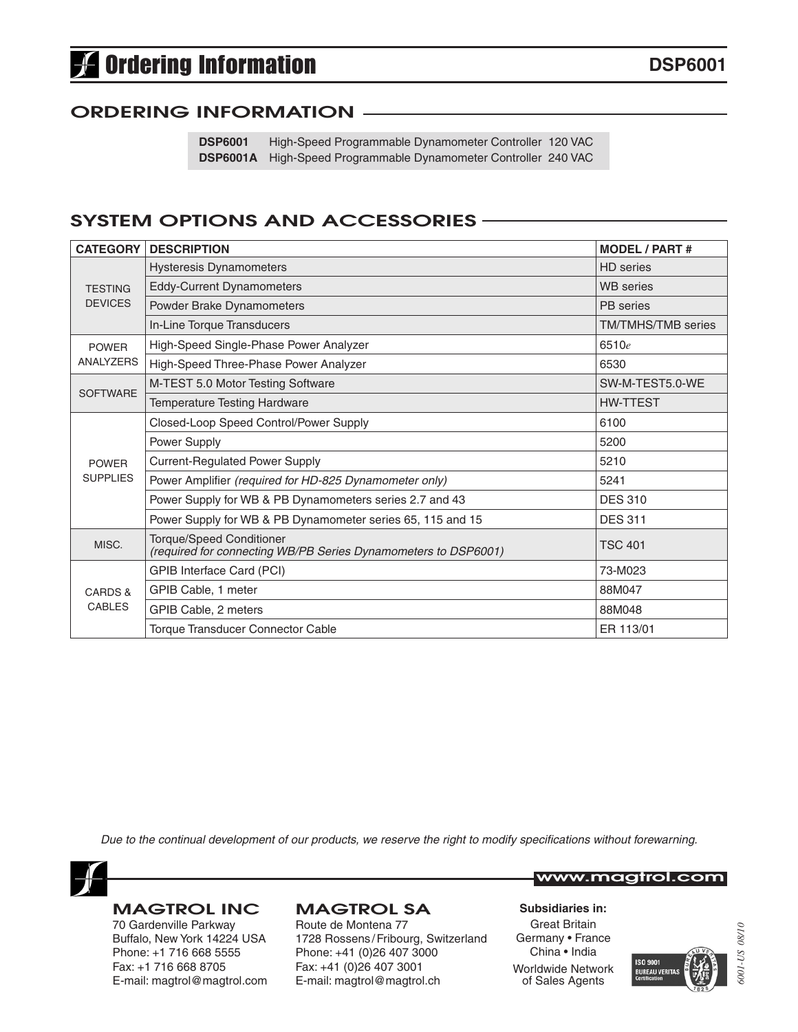# Ordering Information

## ORDERING INFORMATION

| | | |
|---|---|---|
| **DSP6001** | High-Speed Programmable Dynamometer Controller | 120 VAC |
| **DSP6001A** | High-Speed Programmable Dynamometer Controller | 240 VAC |

## SYSTEM OPTIONS AND ACCESSORIES

| CATEGORY | DESCRIPTION | MODEL / PART # |
|---|---|---|
| TESTING DEVICES | Hysteresis Dynamometers | HD series |
| | Eddy-Current Dynamometers | WB series |
| | Powder Brake Dynamometers | PB series |
| | In-Line Torque Transducers | TM/TMHS/TMB series |
| POWER ANALYZERS | High-Speed Single-Phase Power Analyzer | 6510*e* |
| | High-Speed Three-Phase Power Analyzer | 6530 |
| SOFTWARE | M-TEST 5.0 Motor Testing Software | SW-M-TEST5.0-WE |
| | Temperature Testing Hardware | HW-TTEST |
| POWER SUPPLIES | Closed-Loop Speed Control/Power Supply | 6100 |
| | Power Supply | 5200 |
| | Current-Regulated Power Supply | 5210 |
| | Power Amplifier *(required for HD-825 Dynamometer only)* | 5241 |
| | Power Supply for WB & PB Dynamometers series 2.7 and 43 | DES 310 |
| | Power Supply for WB & PB Dynamometer series 65, 115 and 15 | DES 311 |
| MISC. | Torque/Speed Conditioner *(required for connecting WB/PB Series Dynamometers to DSP6001)* | TSC 401 |
| CARDS & CABLES | GPIB Interface Card (PCI) | 73-M023 |
| | GPIB Cable, 1 meter | 88M047 |
| | GPIB Cable, 2 meters | 88M048 |
| | Torque Transducer Connector Cable | ER 113/01 |

*Due to the continual development of our products, we reserve the right to modify specifications without forewarning.*

www.magtrol.com

**MAGTROL INC**
70 Gardenville Parkway
Buffalo, New York 14224 USA
Phone: +1 716 668 5555
Fax: +1 716 668 8705
E-mail: magtrol@magtrol.com

**MAGTROL SA**
Route de Montena 77
1728 Rossens / Fribourg, Switzerland
Phone: +41 (0)26 407 3000
Fax: +41 (0)26 407 3001
E-mail: magtrol@magtrol.ch

**Subsidiaries in:**
Great Britain
Germany • France
China • India
Worldwide Network of Sales Agents

ISO 9001 BUREAU VERITAS Certification

6001-US 08/10